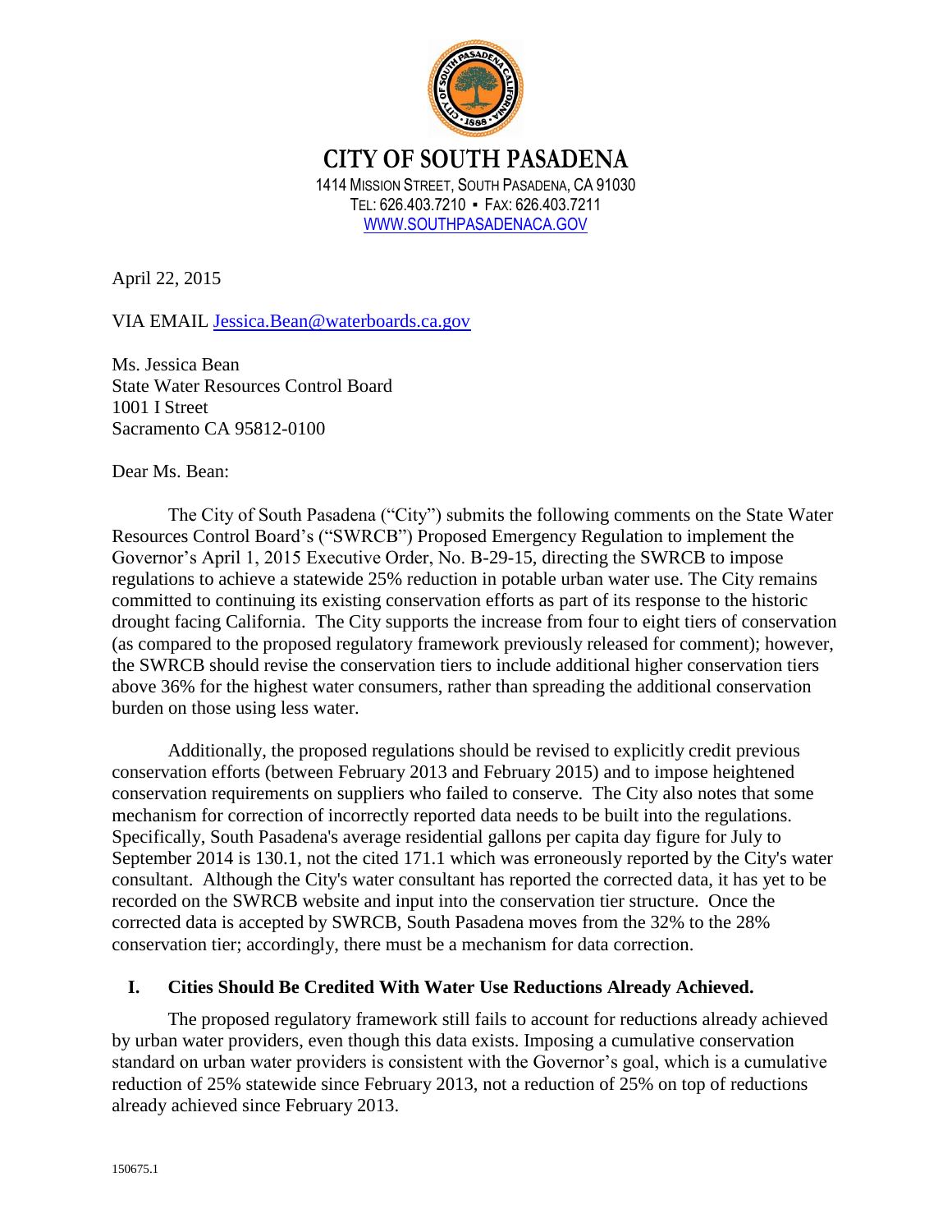# CITY OF SOUTH PASADENA

1414 MISSION STREET, SOUTH PASADENA, CA 91030
TEL: 626.403.7210 ▪ FAX: 626.403.7211
WWW.SOUTHPASADENACA.GOV

April 22, 2015

VIA EMAIL Jessica.Bean@waterboards.ca.gov

Ms. Jessica Bean
State Water Resources Control Board
1001 I Street
Sacramento CA 95812-0100

Dear Ms. Bean:

The City of South Pasadena ("City") submits the following comments on the State Water Resources Control Board's ("SWRCB") Proposed Emergency Regulation to implement the Governor's April 1, 2015 Executive Order, No. B-29-15, directing the SWRCB to impose regulations to achieve a statewide 25% reduction in potable urban water use. The City remains committed to continuing its existing conservation efforts as part of its response to the historic drought facing California. The City supports the increase from four to eight tiers of conservation (as compared to the proposed regulatory framework previously released for comment); however, the SWRCB should revise the conservation tiers to include additional higher conservation tiers above 36% for the highest water consumers, rather than spreading the additional conservation burden on those using less water.

Additionally, the proposed regulations should be revised to explicitly credit previous conservation efforts (between February 2013 and February 2015) and to impose heightened conservation requirements on suppliers who failed to conserve. The City also notes that some mechanism for correction of incorrectly reported data needs to be built into the regulations. Specifically, South Pasadena's average residential gallons per capita day figure for July to September 2014 is 130.1, not the cited 171.1 which was erroneously reported by the City's water consultant. Although the City's water consultant has reported the corrected data, it has yet to be recorded on the SWRCB website and input into the conservation tier structure. Once the corrected data is accepted by SWRCB, South Pasadena moves from the 32% to the 28% conservation tier; accordingly, there must be a mechanism for data correction.

## I. Cities Should Be Credited With Water Use Reductions Already Achieved.

The proposed regulatory framework still fails to account for reductions already achieved by urban water providers, even though this data exists. Imposing a cumulative conservation standard on urban water providers is consistent with the Governor's goal, which is a cumulative reduction of 25% statewide since February 2013, not a reduction of 25% on top of reductions already achieved since February 2013.

150675.1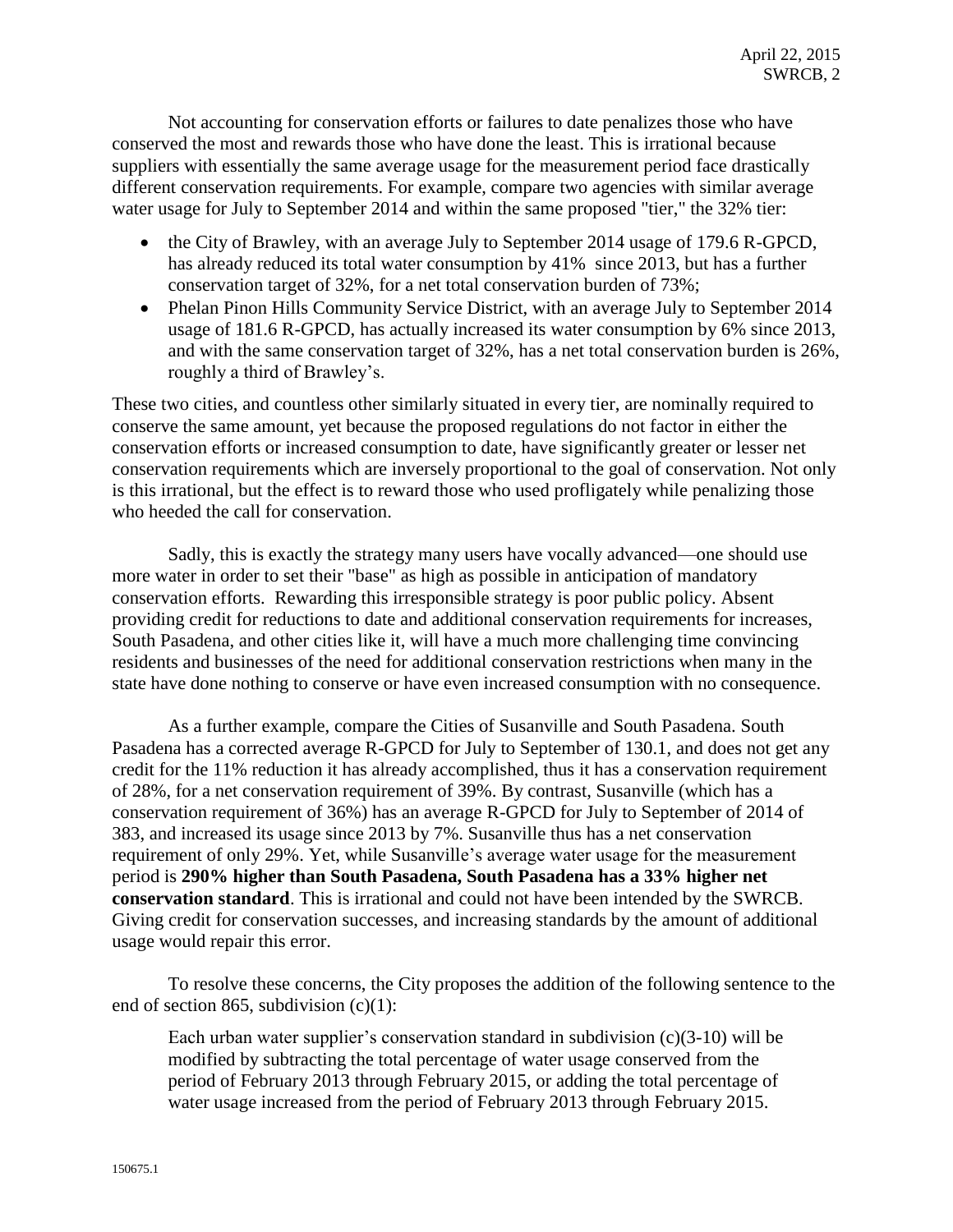Not accounting for conservation efforts or failures to date penalizes those who have conserved the most and rewards those who have done the least. This is irrational because suppliers with essentially the same average usage for the measurement period face drastically different conservation requirements. For example, compare two agencies with similar average water usage for July to September 2014 and within the same proposed "tier," the 32% tier:

- the City of Brawley, with an average July to September 2014 usage of 179.6 R-GPCD, has already reduced its total water consumption by 41% since 2013, but has a further conservation target of 32%, for a net total conservation burden of 73%;
- Phelan Pinon Hills Community Service District, with an average July to September 2014 usage of 181.6 R-GPCD, has actually increased its water consumption by 6% since 2013, and with the same conservation target of 32%, has a net total conservation burden is 26%, roughly a third of Brawley's.

These two cities, and countless other similarly situated in every tier, are nominally required to conserve the same amount, yet because the proposed regulations do not factor in either the conservation efforts or increased consumption to date, have significantly greater or lesser net conservation requirements which are inversely proportional to the goal of conservation. Not only is this irrational, but the effect is to reward those who used profligately while penalizing those who heeded the call for conservation.

Sadly, this is exactly the strategy many users have vocally advanced—one should use more water in order to set their "base" as high as possible in anticipation of mandatory conservation efforts. Rewarding this irresponsible strategy is poor public policy. Absent providing credit for reductions to date and additional conservation requirements for increases, South Pasadena, and other cities like it, will have a much more challenging time convincing residents and businesses of the need for additional conservation restrictions when many in the state have done nothing to conserve or have even increased consumption with no consequence.

As a further example, compare the Cities of Susanville and South Pasadena. South Pasadena has a corrected average R-GPCD for July to September of 130.1, and does not get any credit for the 11% reduction it has already accomplished, thus it has a conservation requirement of 28%, for a net conservation requirement of 39%. By contrast, Susanville (which has a conservation requirement of 36%) has an average R-GPCD for July to September of 2014 of 383, and increased its usage since 2013 by 7%. Susanville thus has a net conservation requirement of only 29%. Yet, while Susanville's average water usage for the measurement period is **290% higher than South Pasadena, South Pasadena has a 33% higher net conservation standard**. This is irrational and could not have been intended by the SWRCB. Giving credit for conservation successes, and increasing standards by the amount of additional usage would repair this error.

To resolve these concerns, the City proposes the addition of the following sentence to the end of section 865, subdivision (c)(1):

> Each urban water supplier's conservation standard in subdivision (c)(3-10) will be modified by subtracting the total percentage of water usage conserved from the period of February 2013 through February 2015, or adding the total percentage of water usage increased from the period of February 2013 through February 2015.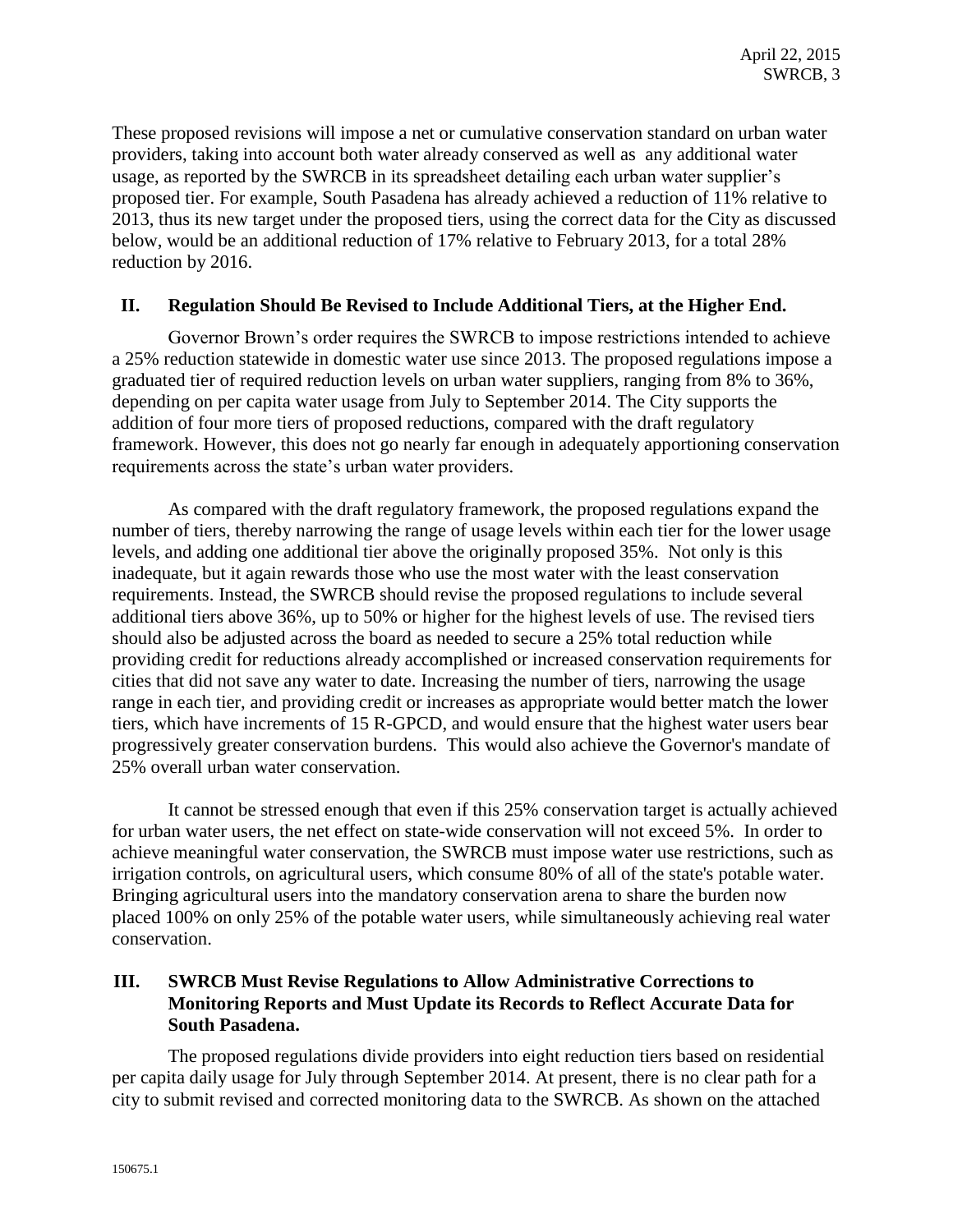These proposed revisions will impose a net or cumulative conservation standard on urban water providers, taking into account both water already conserved as well as any additional water usage, as reported by the SWRCB in its spreadsheet detailing each urban water supplier's proposed tier. For example, South Pasadena has already achieved a reduction of 11% relative to 2013, thus its new target under the proposed tiers, using the correct data for the City as discussed below, would be an additional reduction of 17% relative to February 2013, for a total 28% reduction by 2016.

## II. Regulation Should Be Revised to Include Additional Tiers, at the Higher End.

Governor Brown's order requires the SWRCB to impose restrictions intended to achieve a 25% reduction statewide in domestic water use since 2013. The proposed regulations impose a graduated tier of required reduction levels on urban water suppliers, ranging from 8% to 36%, depending on per capita water usage from July to September 2014. The City supports the addition of four more tiers of proposed reductions, compared with the draft regulatory framework. However, this does not go nearly far enough in adequately apportioning conservation requirements across the state's urban water providers.

As compared with the draft regulatory framework, the proposed regulations expand the number of tiers, thereby narrowing the range of usage levels within each tier for the lower usage levels, and adding one additional tier above the originally proposed 35%. Not only is this inadequate, but it again rewards those who use the most water with the least conservation requirements. Instead, the SWRCB should revise the proposed regulations to include several additional tiers above 36%, up to 50% or higher for the highest levels of use. The revised tiers should also be adjusted across the board as needed to secure a 25% total reduction while providing credit for reductions already accomplished or increased conservation requirements for cities that did not save any water to date. Increasing the number of tiers, narrowing the usage range in each tier, and providing credit or increases as appropriate would better match the lower tiers, which have increments of 15 R-GPCD, and would ensure that the highest water users bear progressively greater conservation burdens. This would also achieve the Governor's mandate of 25% overall urban water conservation.

It cannot be stressed enough that even if this 25% conservation target is actually achieved for urban water users, the net effect on state-wide conservation will not exceed 5%. In order to achieve meaningful water conservation, the SWRCB must impose water use restrictions, such as irrigation controls, on agricultural users, which consume 80% of all of the state's potable water. Bringing agricultural users into the mandatory conservation arena to share the burden now placed 100% on only 25% of the potable water users, while simultaneously achieving real water conservation.

## III. SWRCB Must Revise Regulations to Allow Administrative Corrections to Monitoring Reports and Must Update its Records to Reflect Accurate Data for South Pasadena.

The proposed regulations divide providers into eight reduction tiers based on residential per capita daily usage for July through September 2014. At present, there is no clear path for a city to submit revised and corrected monitoring data to the SWRCB. As shown on the attached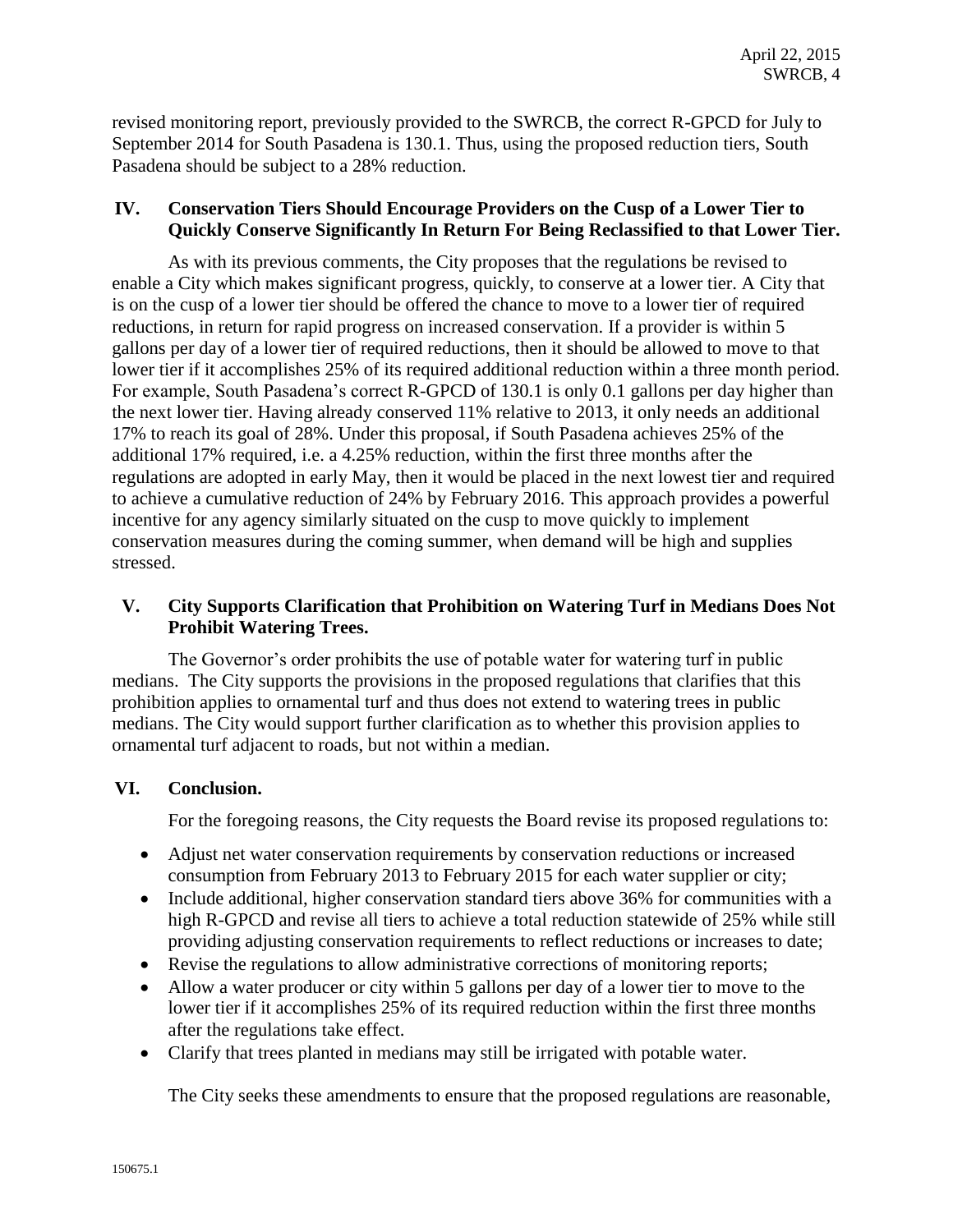revised monitoring report, previously provided to the SWRCB, the correct R-GPCD for July to September 2014 for South Pasadena is 130.1. Thus, using the proposed reduction tiers, South Pasadena should be subject to a 28% reduction.

## IV. Conservation Tiers Should Encourage Providers on the Cusp of a Lower Tier to Quickly Conserve Significantly In Return For Being Reclassified to that Lower Tier.

As with its previous comments, the City proposes that the regulations be revised to enable a City which makes significant progress, quickly, to conserve at a lower tier. A City that is on the cusp of a lower tier should be offered the chance to move to a lower tier of required reductions, in return for rapid progress on increased conservation. If a provider is within 5 gallons per day of a lower tier of required reductions, then it should be allowed to move to that lower tier if it accomplishes 25% of its required additional reduction within a three month period. For example, South Pasadena's correct R-GPCD of 130.1 is only 0.1 gallons per day higher than the next lower tier. Having already conserved 11% relative to 2013, it only needs an additional 17% to reach its goal of 28%. Under this proposal, if South Pasadena achieves 25% of the additional 17% required, i.e. a 4.25% reduction, within the first three months after the regulations are adopted in early May, then it would be placed in the next lowest tier and required to achieve a cumulative reduction of 24% by February 2016. This approach provides a powerful incentive for any agency similarly situated on the cusp to move quickly to implement conservation measures during the coming summer, when demand will be high and supplies stressed.

## V. City Supports Clarification that Prohibition on Watering Turf in Medians Does Not Prohibit Watering Trees.

The Governor's order prohibits the use of potable water for watering turf in public medians. The City supports the provisions in the proposed regulations that clarifies that this prohibition applies to ornamental turf and thus does not extend to watering trees in public medians. The City would support further clarification as to whether this provision applies to ornamental turf adjacent to roads, but not within a median.

## VI. Conclusion.

For the foregoing reasons, the City requests the Board revise its proposed regulations to:

- Adjust net water conservation requirements by conservation reductions or increased consumption from February 2013 to February 2015 for each water supplier or city;
- Include additional, higher conservation standard tiers above 36% for communities with a high R-GPCD and revise all tiers to achieve a total reduction statewide of 25% while still providing adjusting conservation requirements to reflect reductions or increases to date;
- Revise the regulations to allow administrative corrections of monitoring reports;
- Allow a water producer or city within 5 gallons per day of a lower tier to move to the lower tier if it accomplishes 25% of its required reduction within the first three months after the regulations take effect.
- Clarify that trees planted in medians may still be irrigated with potable water.

The City seeks these amendments to ensure that the proposed regulations are reasonable,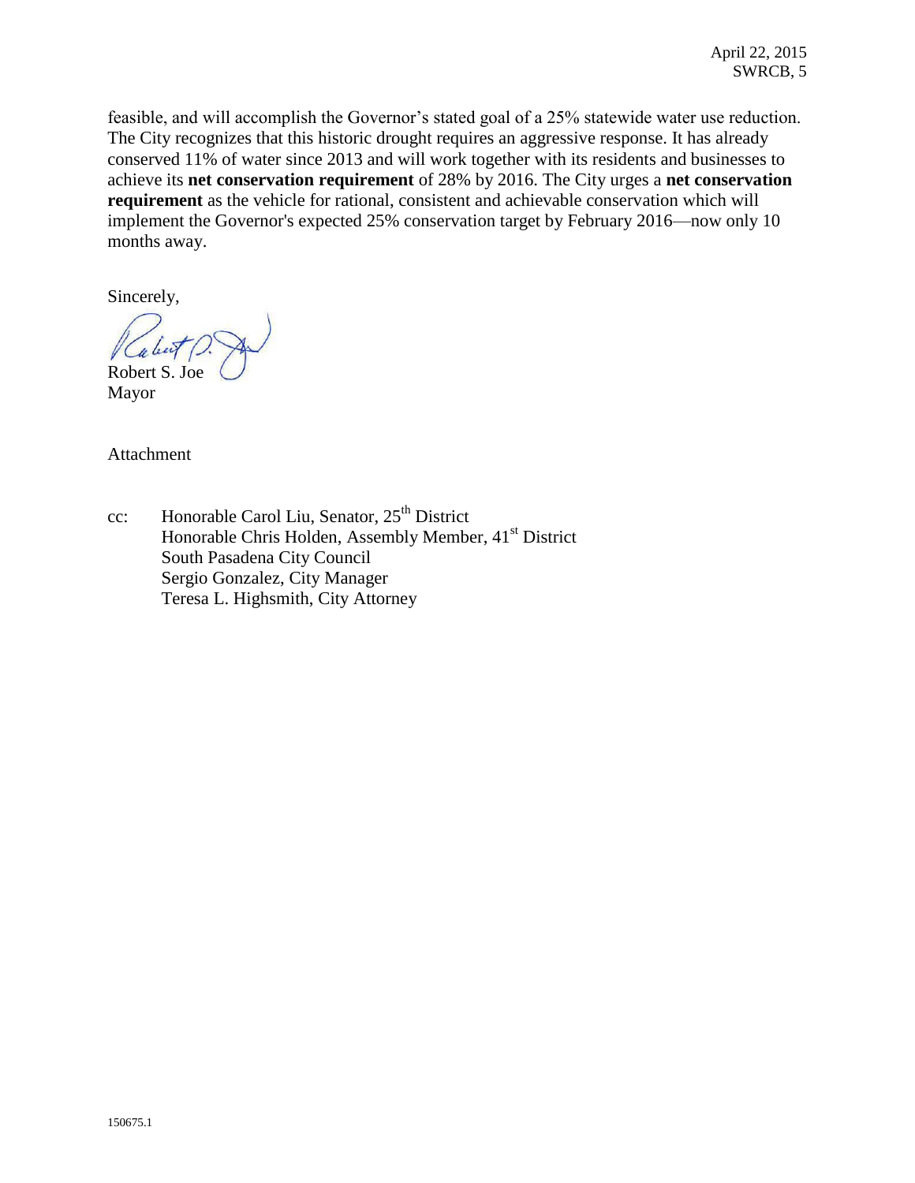feasible, and will accomplish the Governor's stated goal of a 25% statewide water use reduction. The City recognizes that this historic drought requires an aggressive response. It has already conserved 11% of water since 2013 and will work together with its residents and businesses to achieve its **net conservation requirement** of 28% by 2016. The City urges a **net conservation requirement** as the vehicle for rational, consistent and achievable conservation which will implement the Governor's expected 25% conservation target by February 2016—now only 10 months away.

Sincerely,

Robert S. Joe
Mayor

Attachment

cc: Honorable Carol Liu, Senator, 25th District
Honorable Chris Holden, Assembly Member, 41st District
South Pasadena City Council
Sergio Gonzalez, City Manager
Teresa L. Highsmith, City Attorney

150675.1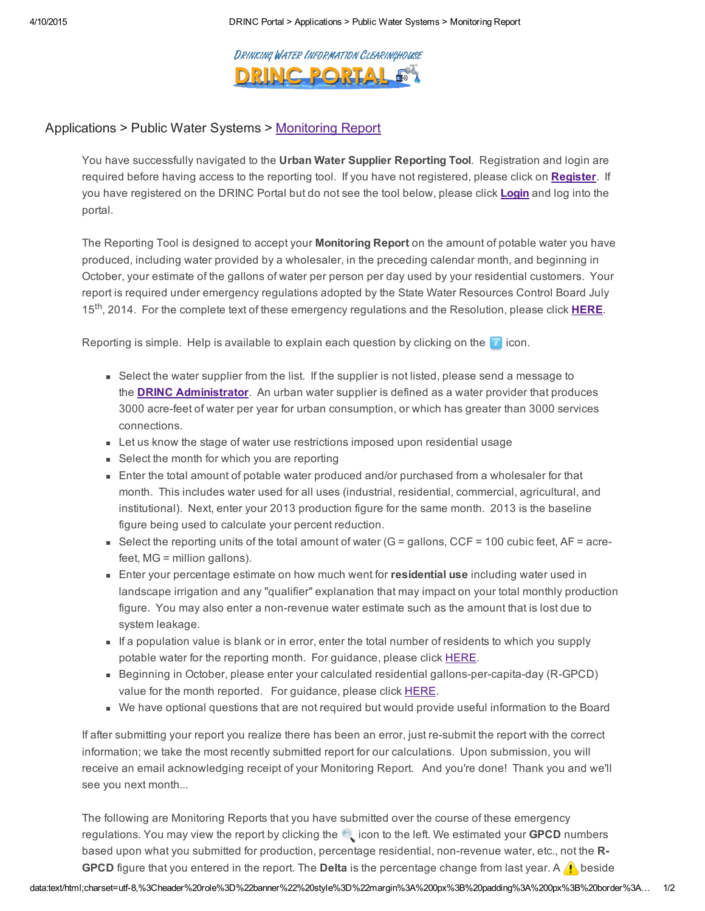Applications > Public Water Systems > Monitoring Report

You have successfully navigated to the **Urban Water Supplier Reporting Tool**. Registration and login are required before having access to the reporting tool. If you have not registered, please click on **Register**. If you have registered on the DRINC Portal but do not see the tool below, please click **Login** and log into the portal.

The Reporting Tool is designed to accept your **Monitoring Report** on the amount of potable water you have produced, including water provided by a wholesaler, in the preceding calendar month, and beginning in October, your estimate of the gallons of water per person per day used by your residential customers. Your report is required under emergency regulations adopted by the State Water Resources Control Board July 15th, 2014. For the complete text of these emergency regulations and the Resolution, please click **HERE**.

Reporting is simple. Help is available to explain each question by clicking on the icon.

- Select the water supplier from the list. If the supplier is not listed, please send a message to the **DRINC Administrator**. An urban water supplier is defined as a water provider that produces 3000 acre-feet of water per year for urban consumption, or which has greater than 3000 services connections.
- Let us know the stage of water use restrictions imposed upon residential usage
- Select the month for which you are reporting
- Enter the total amount of potable water produced and/or purchased from a wholesaler for that month. This includes water used for all uses (industrial, residential, commercial, agricultural, and institutional). Next, enter your 2013 production figure for the same month. 2013 is the baseline figure being used to calculate your percent reduction.
- Select the reporting units of the total amount of water (G = gallons, CCF = 100 cubic feet, AF = acre-feet, MG = million gallons).
- Enter your percentage estimate on how much went for **residential use** including water used in landscape irrigation and any "qualifier" explanation that may impact on your total monthly production figure. You may also enter a non-revenue water estimate such as the amount that is lost due to system leakage.
- If a population value is blank or in error, enter the total number of residents to which you supply potable water for the reporting month. For guidance, please click HERE.
- Beginning in October, please enter your calculated residential gallons-per-capita-day (R-GPCD) value for the month reported. For guidance, please click HERE.
- We have optional questions that are not required but would provide useful information to the Board

If after submitting your report you realize there has been an error, just re-submit the report with the correct information; we take the most recently submitted report for our calculations. Upon submission, you will receive an email acknowledging receipt of your Monitoring Report. And you're done! Thank you and we'll see you next month...

The following are Monitoring Reports that you have submitted over the course of these emergency regulations. You may view the report by clicking the icon to the left. We estimated your **GPCD** numbers based upon what you submitted for production, percentage residential, non-revenue water, etc., not the **R-GPCD** figure that you entered in the report. The **Delta** is the percentage change from last year. A beside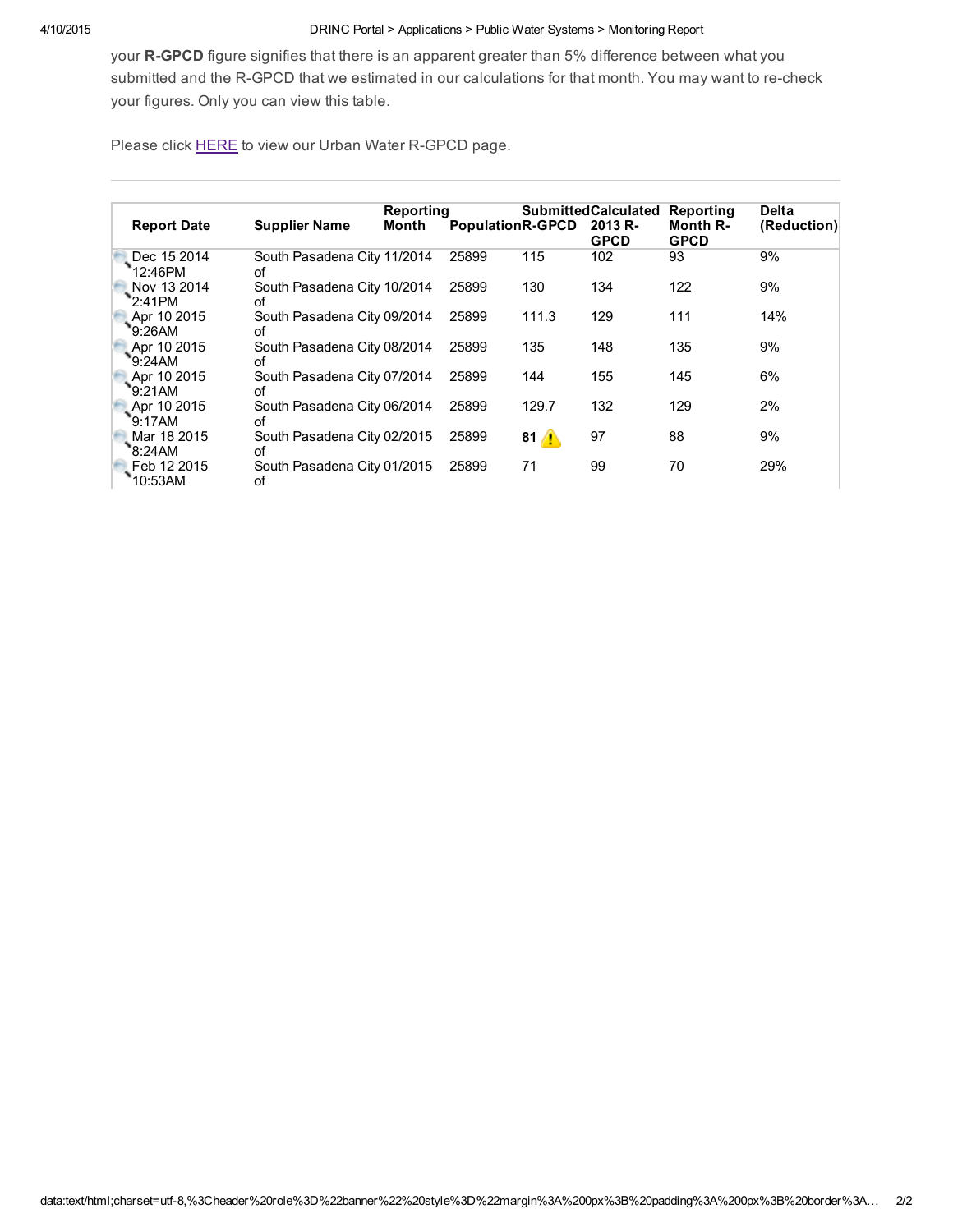your **R-GPCD** figure signifies that there is an apparent greater than 5% difference between what you submitted and the R-GPCD that we estimated in our calculations for that month. You may want to re-check your figures. Only you can view this table.

Please click HERE to view our Urban Water R-GPCD page.

---

| Report Date | Supplier Name | Reporting Month | Population | Submitted R-GPCD | Calculated 2013 R-GPCD | Reporting Month R-GPCD | Delta (Reduction) |
|---|---|---|---|---|---|---|---|
| Dec 15 2014 12:46PM | South Pasadena City of | 11/2014 | 25899 | 115 | 102 | 93 | 9% |
| Nov 13 2014 2:41PM | South Pasadena City of | 10/2014 | 25899 | 130 | 134 | 122 | 9% |
| Apr 10 2015 9:26AM | South Pasadena City of | 09/2014 | 25899 | 111.3 | 129 | 111 | 14% |
| Apr 10 2015 9:24AM | South Pasadena City of | 08/2014 | 25899 | 135 | 148 | 135 | 9% |
| Apr 10 2015 9:21AM | South Pasadena City of | 07/2014 | 25899 | 144 | 155 | 145 | 6% |
| Apr 10 2015 9:17AM | South Pasadena City of | 06/2014 | 25899 | 129.7 | 132 | 129 | 2% |
| Mar 18 2015 8:24AM | South Pasadena City of | 02/2015 | 25899 | **81** ⚠ | 97 | 88 | 9% |
| Feb 12 2015 10:53AM | South Pasadena City of | 01/2015 | 25899 | 71 | 99 | 70 | 29% |